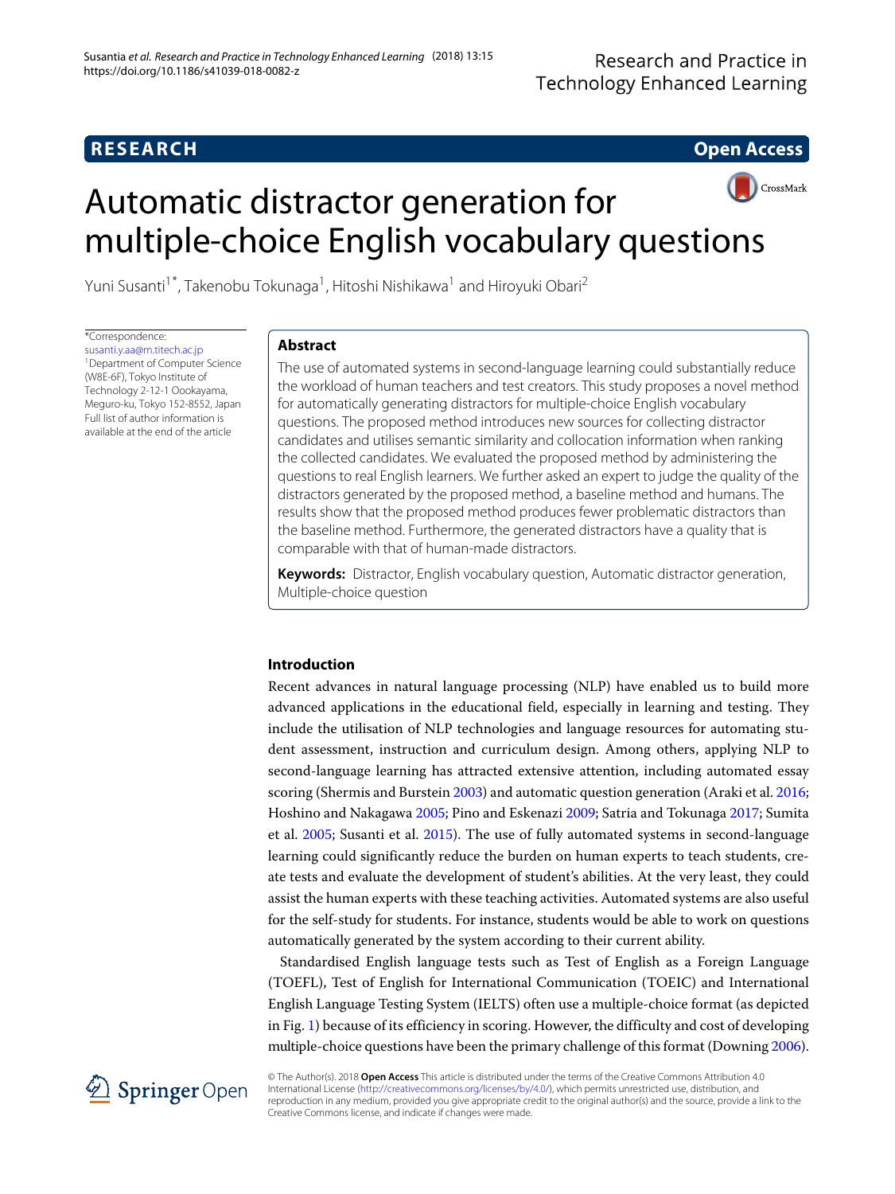**RESEARCH** **Open Access**

# Automatic distractor generation for multiple-choice English vocabulary questions

Yuni Susanti[1*], Takenobu Tokunaga[1], Hitoshi Nishikawa[1] and Hiroyuki Obari[2]

*Correspondence: susanti.y.aa@m.titech.ac.jp
[1]Department of Computer Science (W8E-6F), Tokyo Institute of Technology 2-12-1 Oookayama, Meguro-ku, Tokyo 152-8552, Japan
Full list of author information is available at the end of the article

## Abstract

The use of automated systems in second-language learning could substantially reduce the workload of human teachers and test creators. This study proposes a novel method for automatically generating distractors for multiple-choice English vocabulary questions. The proposed method introduces new sources for collecting distractor candidates and utilises semantic similarity and collocation information when ranking the collected candidates. We evaluated the proposed method by administering the questions to real English learners. We further asked an expert to judge the quality of the distractors generated by the proposed method, a baseline method and humans. The results show that the proposed method produces fewer problematic distractors than the baseline method. Furthermore, the generated distractors have a quality that is comparable with that of human-made distractors.

**Keywords:** Distractor, English vocabulary question, Automatic distractor generation, Multiple-choice question

## Introduction

Recent advances in natural language processing (NLP) have enabled us to build more advanced applications in the educational field, especially in learning and testing. They include the utilisation of NLP technologies and language resources for automating student assessment, instruction and curriculum design. Among others, applying NLP to second-language learning has attracted extensive attention, including automated essay scoring (Shermis and Burstein 2003) and automatic question generation (Araki et al. 2016; Hoshino and Nakagawa 2005; Pino and Eskenazi 2009; Satria and Tokunaga 2017; Sumita et al. 2005; Susanti et al. 2015). The use of fully automated systems in second-language learning could significantly reduce the burden on human experts to teach students, create tests and evaluate the development of student's abilities. At the very least, they could assist the human experts with these teaching activities. Automated systems are also useful for the self-study for students. For instance, students would be able to work on questions automatically generated by the system according to their current ability.

Standardised English language tests such as Test of English as a Foreign Language (TOEFL), Test of English for International Communication (TOEIC) and International English Language Testing System (IELTS) often use a multiple-choice format (as depicted in Fig. 1) because of its efficiency in scoring. However, the difficulty and cost of developing multiple-choice questions have been the primary challenge of this format (Downing 2006).

© The Author(s). 2018 **Open Access** This article is distributed under the terms of the Creative Commons Attribution 4.0 International License (http://creativecommons.org/licenses/by/4.0/), which permits unrestricted use, distribution, and reproduction in any medium, provided you give appropriate credit to the original author(s) and the source, provide a link to the Creative Commons license, and indicate if changes were made.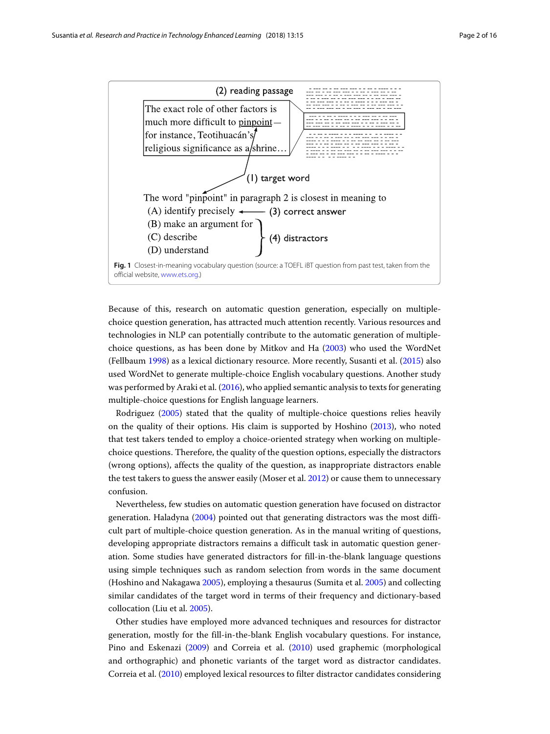(2) reading passage

The exact role of other factors is much more difficult to pinpoint—for instance, Teotihuacán's religious significance as a shrine…

(1) target word

The word "pinpoint" in paragraph 2 is closest in meaning to
(A) identify precisely ← (3) correct answer
(B) make an argument for
(C) describe
(D) understand
} (4) distractors

**Fig. 1** Closest-in-meaning vocabulary question (source: a TOEFL iBT question from past test, taken from the official website, www.ets.org.)

Because of this, research on automatic question generation, especially on multiple-choice question generation, has attracted much attention recently. Various resources and technologies in NLP can potentially contribute to the automatic generation of multiple-choice questions, as has been done by Mitkov and Ha (2003) who used the WordNet (Fellbaum 1998) as a lexical dictionary resource. More recently, Susanti et al. (2015) also used WordNet to generate multiple-choice English vocabulary questions. Another study was performed by Araki et al. (2016), who applied semantic analysis to texts for generating multiple-choice questions for English language learners.

Rodriguez (2005) stated that the quality of multiple-choice questions relies heavily on the quality of their options. His claim is supported by Hoshino (2013), who noted that test takers tended to employ a choice-oriented strategy when working on multiple-choice questions. Therefore, the quality of the question options, especially the distractors (wrong options), affects the quality of the question, as inappropriate distractors enable the test takers to guess the answer easily (Moser et al. 2012) or cause them to unnecessary confusion.

Nevertheless, few studies on automatic question generation have focused on distractor generation. Haladyna (2004) pointed out that generating distractors was the most difficult part of multiple-choice question generation. As in the manual writing of questions, developing appropriate distractors remains a difficult task in automatic question generation. Some studies have generated distractors for fill-in-the-blank language questions using simple techniques such as random selection from words in the same document (Hoshino and Nakagawa 2005), employing a thesaurus (Sumita et al. 2005) and collecting similar candidates of the target word in terms of their frequency and dictionary-based collocation (Liu et al. 2005).

Other studies have employed more advanced techniques and resources for distractor generation, mostly for the fill-in-the-blank English vocabulary questions. For instance, Pino and Eskenazi (2009) and Correia et al. (2010) used graphemic (morphological and orthographic) and phonetic variants of the target word as distractor candidates. Correia et al. (2010) employed lexical resources to filter distractor candidates considering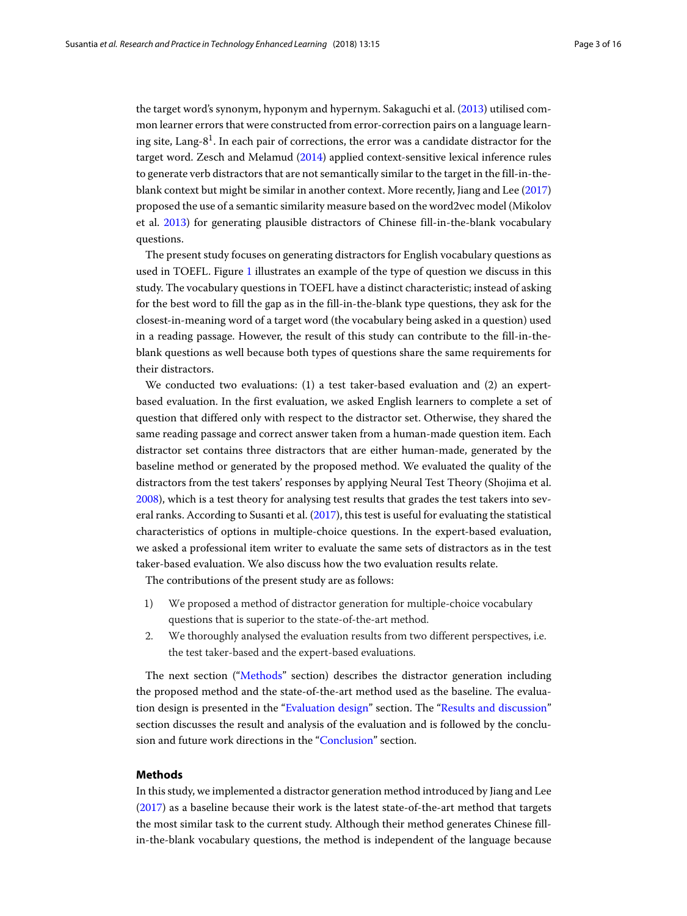the target word's synonym, hyponym and hypernym. Sakaguchi et al. (2013) utilised common learner errors that were constructed from error-correction pairs on a language learning site, Lang-8[1]. In each pair of corrections, the error was a candidate distractor for the target word. Zesch and Melamud (2014) applied context-sensitive lexical inference rules to generate verb distractors that are not semantically similar to the target in the fill-in-the-blank context but might be similar in another context. More recently, Jiang and Lee (2017) proposed the use of a semantic similarity measure based on the word2vec model (Mikolov et al. 2013) for generating plausible distractors of Chinese fill-in-the-blank vocabulary questions.

The present study focuses on generating distractors for English vocabulary questions as used in TOEFL. Figure 1 illustrates an example of the type of question we discuss in this study. The vocabulary questions in TOEFL have a distinct characteristic; instead of asking for the best word to fill the gap as in the fill-in-the-blank type questions, they ask for the closest-in-meaning word of a target word (the vocabulary being asked in a question) used in a reading passage. However, the result of this study can contribute to the fill-in-the-blank questions as well because both types of questions share the same requirements for their distractors.

We conducted two evaluations: (1) a test taker-based evaluation and (2) an expert-based evaluation. In the first evaluation, we asked English learners to complete a set of question that differed only with respect to the distractor set. Otherwise, they shared the same reading passage and correct answer taken from a human-made question item. Each distractor set contains three distractors that are either human-made, generated by the baseline method or generated by the proposed method. We evaluated the quality of the distractors from the test takers' responses by applying Neural Test Theory (Shojima et al. 2008), which is a test theory for analysing test results that grades the test takers into several ranks. According to Susanti et al. (2017), this test is useful for evaluating the statistical characteristics of options in multiple-choice questions. In the expert-based evaluation, we asked a professional item writer to evaluate the same sets of distractors as in the test taker-based evaluation. We also discuss how the two evaluation results relate.

The contributions of the present study are as follows:

1) We proposed a method of distractor generation for multiple-choice vocabulary questions that is superior to the state-of-the-art method.
2. We thoroughly analysed the evaluation results from two different perspectives, i.e. the test taker-based and the expert-based evaluations.

The next section ("Methods" section) describes the distractor generation including the proposed method and the state-of-the-art method used as the baseline. The evaluation design is presented in the "Evaluation design" section. The "Results and discussion" section discusses the result and analysis of the evaluation and is followed by the conclusion and future work directions in the "Conclusion" section.

## Methods

In this study, we implemented a distractor generation method introduced by Jiang and Lee (2017) as a baseline because their work is the latest state-of-the-art method that targets the most similar task to the current study. Although their method generates Chinese fill-in-the-blank vocabulary questions, the method is independent of the language because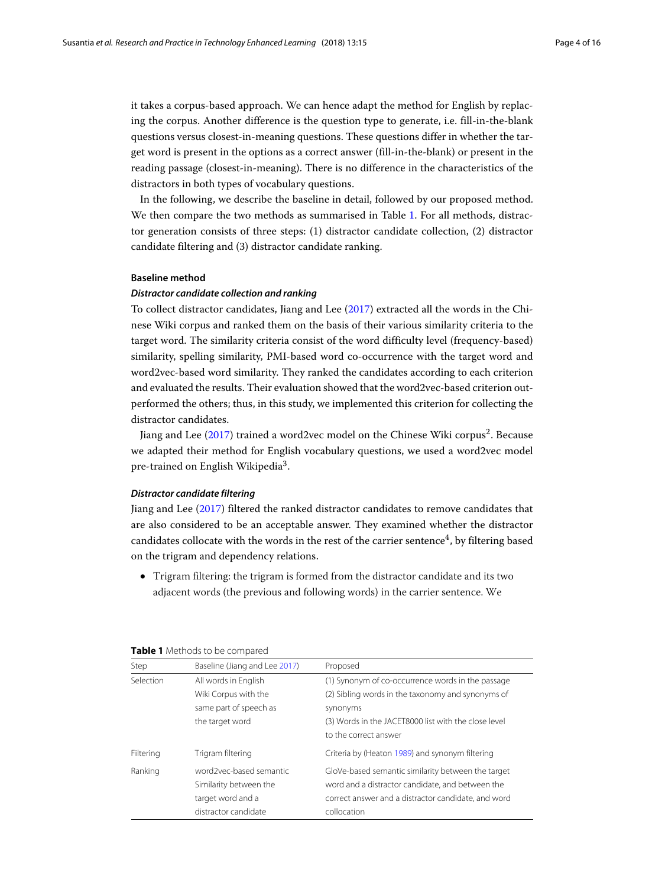it takes a corpus-based approach. We can hence adapt the method for English by replacing the corpus. Another difference is the question type to generate, i.e. fill-in-the-blank questions versus closest-in-meaning questions. These questions differ in whether the target word is present in the options as a correct answer (fill-in-the-blank) or present in the reading passage (closest-in-meaning). There is no difference in the characteristics of the distractors in both types of vocabulary questions.

In the following, we describe the baseline in detail, followed by our proposed method. We then compare the two methods as summarised in Table 1. For all methods, distractor generation consists of three steps: (1) distractor candidate collection, (2) distractor candidate filtering and (3) distractor candidate ranking.

## Baseline method

### *Distractor candidate collection and ranking*

To collect distractor candidates, Jiang and Lee (2017) extracted all the words in the Chinese Wiki corpus and ranked them on the basis of their various similarity criteria to the target word. The similarity criteria consist of the word difficulty level (frequency-based) similarity, spelling similarity, PMI-based word co-occurrence with the target word and word2vec-based word similarity. They ranked the candidates according to each criterion and evaluated the results. Their evaluation showed that the word2vec-based criterion outperformed the others; thus, in this study, we implemented this criterion for collecting the distractor candidates.

Jiang and Lee (2017) trained a word2vec model on the Chinese Wiki corpus[2]. Because we adapted their method for English vocabulary questions, we used a word2vec model pre-trained on English Wikipedia[3].

### *Distractor candidate filtering*

Jiang and Lee (2017) filtered the ranked distractor candidates to remove candidates that are also considered to be an acceptable answer. They examined whether the distractor candidates collocate with the words in the rest of the carrier sentence[4], by filtering based on the trigram and dependency relations.

- Trigram filtering: the trigram is formed from the distractor candidate and its two adjacent words (the previous and following words) in the carrier sentence. We

**Table 1** Methods to be compared

| Step | Baseline (Jiang and Lee 2017) | Proposed |
|---|---|---|
| Selection | All words in English Wiki Corpus with the same part of speech as the target word | (1) Synonym of co-occurrence words in the passage<br>(2) Sibling words in the taxonomy and synonyms of synonyms<br>(3) Words in the JACET8000 list with the close level to the correct answer |
| Filtering | Trigram filtering | Criteria by (Heaton 1989) and synonym filtering |
| Ranking | word2vec-based semantic Similarity between the target word and a distractor candidate | GloVe-based semantic similarity between the target word and a distractor candidate, and between the correct answer and a distractor candidate, and word collocation |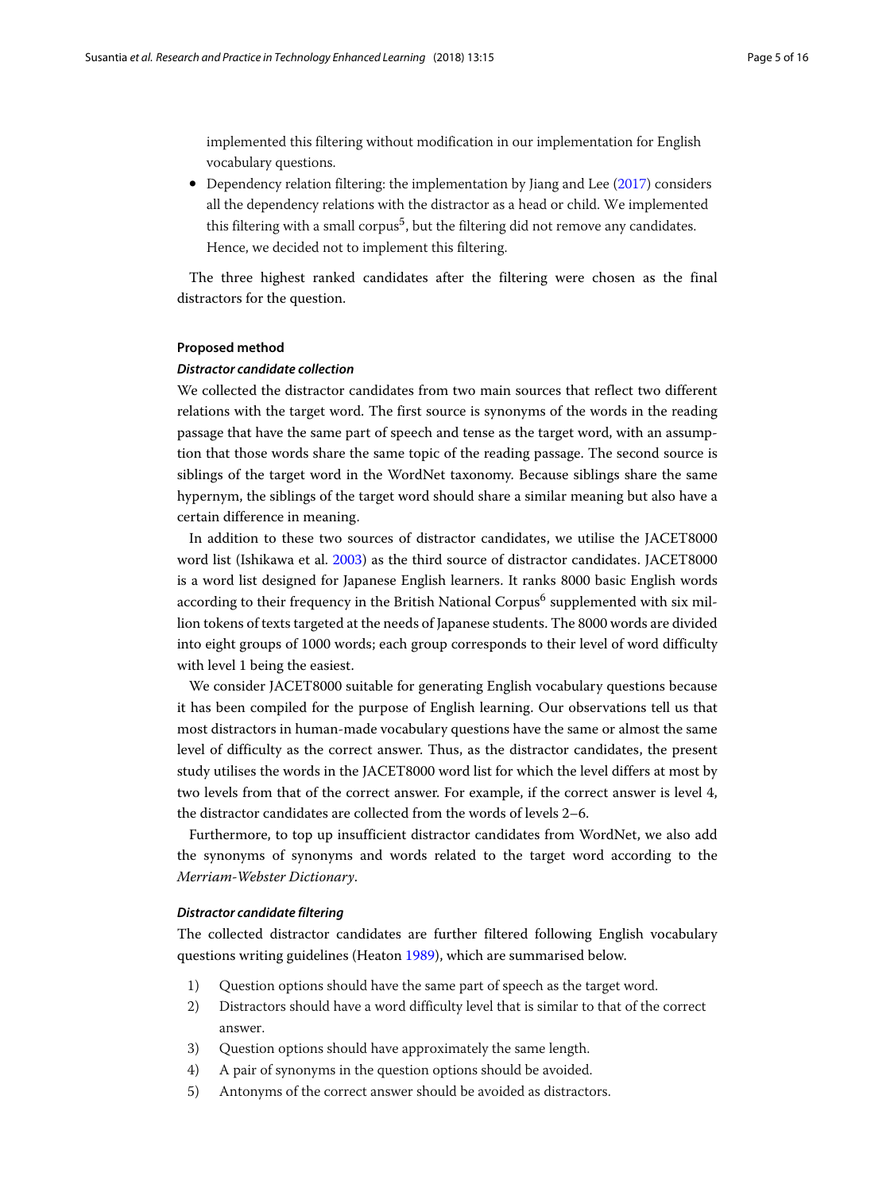implemented this filtering without modification in our implementation for English vocabulary questions.

- Dependency relation filtering: the implementation by Jiang and Lee (2017) considers all the dependency relations with the distractor as a head or child. We implemented this filtering with a small corpus[5], but the filtering did not remove any candidates. Hence, we decided not to implement this filtering.

The three highest ranked candidates after the filtering were chosen as the final distractors for the question.

#### Proposed method

##### *Distractor candidate collection*

We collected the distractor candidates from two main sources that reflect two different relations with the target word. The first source is synonyms of the words in the reading passage that have the same part of speech and tense as the target word, with an assumption that those words share the same topic of the reading passage. The second source is siblings of the target word in the WordNet taxonomy. Because siblings share the same hypernym, the siblings of the target word should share a similar meaning but also have a certain difference in meaning.

In addition to these two sources of distractor candidates, we utilise the JACET8000 word list (Ishikawa et al. 2003) as the third source of distractor candidates. JACET8000 is a word list designed for Japanese English learners. It ranks 8000 basic English words according to their frequency in the British National Corpus[6] supplemented with six million tokens of texts targeted at the needs of Japanese students. The 8000 words are divided into eight groups of 1000 words; each group corresponds to their level of word difficulty with level 1 being the easiest.

We consider JACET8000 suitable for generating English vocabulary questions because it has been compiled for the purpose of English learning. Our observations tell us that most distractors in human-made vocabulary questions have the same or almost the same level of difficulty as the correct answer. Thus, as the distractor candidates, the present study utilises the words in the JACET8000 word list for which the level differs at most by two levels from that of the correct answer. For example, if the correct answer is level 4, the distractor candidates are collected from the words of levels 2–6.

Furthermore, to top up insufficient distractor candidates from WordNet, we also add the synonyms of synonyms and words related to the target word according to the *Merriam-Webster Dictionary*.

##### *Distractor candidate filtering*

The collected distractor candidates are further filtered following English vocabulary questions writing guidelines (Heaton 1989), which are summarised below.

1) Question options should have the same part of speech as the target word.
2) Distractors should have a word difficulty level that is similar to that of the correct answer.
3) Question options should have approximately the same length.
4) A pair of synonyms in the question options should be avoided.
5) Antonyms of the correct answer should be avoided as distractors.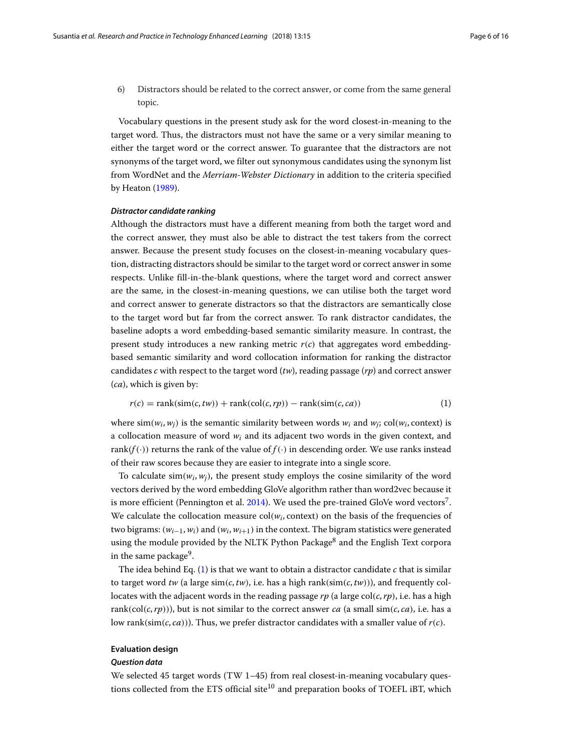6) Distractors should be related to the correct answer, or come from the same general topic.

Vocabulary questions in the present study ask for the word closest-in-meaning to the target word. Thus, the distractors must not have the same or a very similar meaning to either the target word or the correct answer. To guarantee that the distractors are not synonyms of the target word, we filter out synonymous candidates using the synonym list from WordNet and the *Merriam-Webster Dictionary* in addition to the criteria specified by Heaton (1989).

#### *Distractor candidate ranking*

Although the distractors must have a different meaning from both the target word and the correct answer, they must also be able to distract the test takers from the correct answer. Because the present study focuses on the closest-in-meaning vocabulary question, distracting distractors should be similar to the target word or correct answer in some respects. Unlike fill-in-the-blank questions, where the target word and correct answer are the same, in the closest-in-meaning questions, we can utilise both the target word and correct answer to generate distractors so that the distractors are semantically close to the target word but far from the correct answer. To rank distractor candidates, the baseline adopts a word embedding-based semantic similarity measure. In contrast, the present study introduces a new ranking metric $r(c)$ that aggregates word embedding-based semantic similarity and word collocation information for ranking the distractor candidates $c$ with respect to the target word ($tw$), reading passage ($rp$) and correct answer ($ca$), which is given by:

$$r(c) = \text{rank}(\text{sim}(c, tw)) + \text{rank}(\text{col}(c, rp)) - \text{rank}(\text{sim}(c, ca)) \tag{1}$$

where $\text{sim}(w_i, w_j)$ is the semantic similarity between words $w_i$ and $w_j$; $\text{col}(w_i, \text{context})$ is a collocation measure of word $w_i$ and its adjacent two words in the given context, and $\text{rank}(f(\cdot))$ returns the rank of the value of $f(\cdot)$ in descending order. We use ranks instead of their raw scores because they are easier to integrate into a single score.

To calculate $\text{sim}(w_i, w_j)$, the present study employs the cosine similarity of the word vectors derived by the word embedding GloVe algorithm rather than word2vec because it is more efficient (Pennington et al. 2014). We used the pre-trained GloVe word vectors[7]. We calculate the collocation measure $\text{col}(w_i, \text{context})$ on the basis of the frequencies of two bigrams: $(w_{i-1}, w_i)$ and $(w_i, w_{i+1})$ in the context. The bigram statistics were generated using the module provided by the NLTK Python Package[8] and the English Text corpora in the same package[9].

The idea behind Eq. (1) is that we want to obtain a distractor candidate $c$ that is similar to target word $tw$ (a large $\text{sim}(c, tw)$, i.e. has a high $\text{rank}(\text{sim}(c, tw))$), and frequently collocates with the adjacent words in the reading passage $rp$ (a large $\text{col}(c, rp)$, i.e. has a high $\text{rank}(\text{col}(c, rp))$), but is not similar to the correct answer $ca$ (a small $\text{sim}(c, ca)$, i.e. has a low $\text{rank}(\text{sim}(c, ca))$). Thus, we prefer distractor candidates with a smaller value of $r(c)$.

### Evaluation design

#### *Question data*

We selected 45 target words (TW 1–45) from real closest-in-meaning vocabulary questions collected from the ETS official site[10] and preparation books of TOEFL iBT, which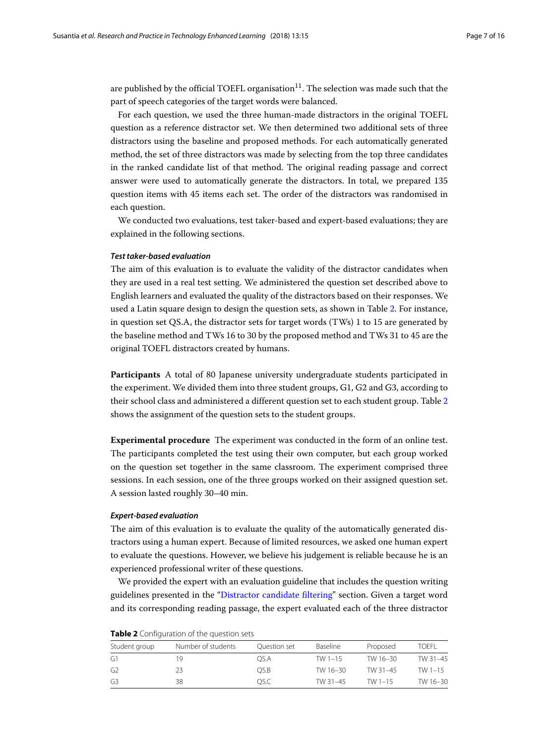are published by the official TOEFL organisation[11]. The selection was made such that the part of speech categories of the target words were balanced.

For each question, we used the three human-made distractors in the original TOEFL question as a reference distractor set. We then determined two additional sets of three distractors using the baseline and proposed methods. For each automatically generated method, the set of three distractors was made by selecting from the top three candidates in the ranked candidate list of that method. The original reading passage and correct answer were used to automatically generate the distractors. In total, we prepared 135 question items with 45 items each set. The order of the distractors was randomised in each question.

We conducted two evaluations, test taker-based and expert-based evaluations; they are explained in the following sections.

#### *Test taker-based evaluation*

The aim of this evaluation is to evaluate the validity of the distractor candidates when they are used in a real test setting. We administered the question set described above to English learners and evaluated the quality of the distractors based on their responses. We used a Latin square design to design the question sets, as shown in Table 2. For instance, in question set QS.A, the distractor sets for target words (TWs) 1 to 15 are generated by the baseline method and TWs 16 to 30 by the proposed method and TWs 31 to 45 are the original TOEFL distractors created by humans.

**Participants** A total of 80 Japanese university undergraduate students participated in the experiment. We divided them into three student groups, G1, G2 and G3, according to their school class and administered a different question set to each student group. Table 2 shows the assignment of the question sets to the student groups.

**Experimental procedure** The experiment was conducted in the form of an online test. The participants completed the test using their own computer, but each group worked on the question set together in the same classroom. The experiment comprised three sessions. In each session, one of the three groups worked on their assigned question set. A session lasted roughly 30–40 min.

#### *Expert-based evaluation*

The aim of this evaluation is to evaluate the quality of the automatically generated distractors using a human expert. Because of limited resources, we asked one human expert to evaluate the questions. However, we believe his judgement is reliable because he is an experienced professional writer of these questions.

We provided the expert with an evaluation guideline that includes the question writing guidelines presented in the "Distractor candidate filtering" section. Given a target word and its corresponding reading passage, the expert evaluated each of the three distractor

**Table 2** Configuration of the question sets

| Student group | Number of students | Question set | Baseline | Proposed | TOEFL |
|---|---|---|---|---|---|
| G1 | 19 | QS.A | TW 1–15 | TW 16–30 | TW 31–45 |
| G2 | 23 | QS.B | TW 16–30 | TW 31–45 | TW 1–15 |
| G3 | 38 | QS.C | TW 31–45 | TW 1–15 | TW 16–30 |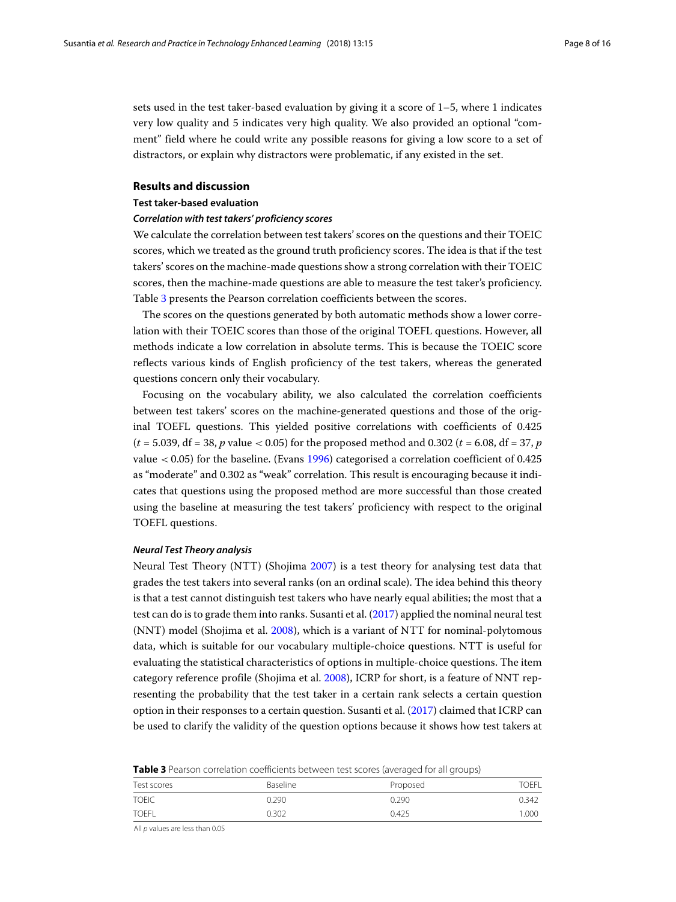sets used in the test taker-based evaluation by giving it a score of 1–5, where 1 indicates very low quality and 5 indicates very high quality. We also provided an optional "comment" field where he could write any possible reasons for giving a low score to a set of distractors, or explain why distractors were problematic, if any existed in the set.

## Results and discussion

### Test taker-based evaluation

#### *Correlation with test takers' proficiency scores*

We calculate the correlation between test takers' scores on the questions and their TOEIC scores, which we treated as the ground truth proficiency scores. The idea is that if the test takers' scores on the machine-made questions show a strong correlation with their TOEIC scores, then the machine-made questions are able to measure the test taker's proficiency. Table 3 presents the Pearson correlation coefficients between the scores.

The scores on the questions generated by both automatic methods show a lower correlation with their TOEIC scores than those of the original TOEFL questions. However, all methods indicate a low correlation in absolute terms. This is because the TOEIC score reflects various kinds of English proficiency of the test takers, whereas the generated questions concern only their vocabulary.

Focusing on the vocabulary ability, we also calculated the correlation coefficients between test takers' scores on the machine-generated questions and those of the original TOEFL questions. This yielded positive correlations with coefficients of 0.425 ($t = 5.039$, df = 38, $p$ value $< 0.05$) for the proposed method and 0.302 ($t = 6.08$, df = 37, $p$ value $< 0.05$) for the baseline. (Evans 1996) categorised a correlation coefficient of 0.425 as "moderate" and 0.302 as "weak" correlation. This result is encouraging because it indicates that questions using the proposed method are more successful than those created using the baseline at measuring the test takers' proficiency with respect to the original TOEFL questions.

#### *Neural Test Theory analysis*

Neural Test Theory (NTT) (Shojima 2007) is a test theory for analysing test data that grades the test takers into several ranks (on an ordinal scale). The idea behind this theory is that a test cannot distinguish test takers who have nearly equal abilities; the most that a test can do is to grade them into ranks. Susanti et al. (2017) applied the nominal neural test (NNT) model (Shojima et al. 2008), which is a variant of NTT for nominal-polytomous data, which is suitable for our vocabulary multiple-choice questions. NTT is useful for evaluating the statistical characteristics of options in multiple-choice questions. The item category reference profile (Shojima et al. 2008), ICRP for short, is a feature of NNT representing the probability that the test taker in a certain rank selects a certain question option in their responses to a certain question. Susanti et al. (2017) claimed that ICRP can be used to clarify the validity of the question options because it shows how test takers at

**Table 3** Pearson correlation coefficients between test scores (averaged for all groups)

| Test scores | Baseline | Proposed | TOEFL |
|---|---|---|---|
| TOEIC | 0.290 | 0.290 | 0.342 |
| TOEFL | 0.302 | 0.425 | 1.000 |

All $p$ values are less than 0.05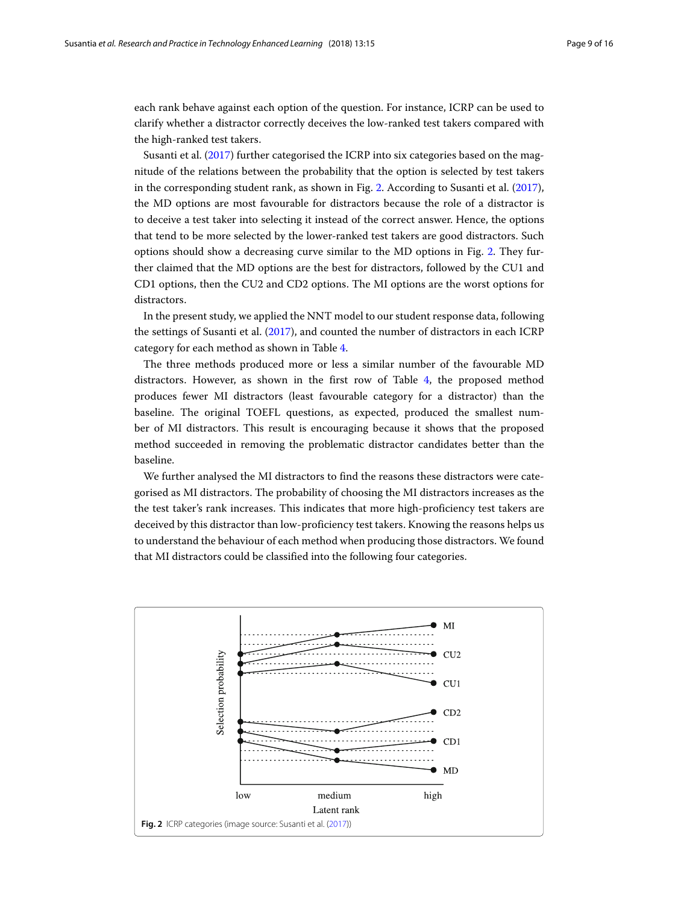each rank behave against each option of the question. For instance, ICRP can be used to clarify whether a distractor correctly deceives the low-ranked test takers compared with the high-ranked test takers.

Susanti et al. (2017) further categorised the ICRP into six categories based on the magnitude of the relations between the probability that the option is selected by test takers in the corresponding student rank, as shown in Fig. 2. According to Susanti et al. (2017), the MD options are most favourable for distractors because the role of a distractor is to deceive a test taker into selecting it instead of the correct answer. Hence, the options that tend to be more selected by the lower-ranked test takers are good distractors. Such options should show a decreasing curve similar to the MD options in Fig. 2. They further claimed that the MD options are the best for distractors, followed by the CU1 and CD1 options, then the CU2 and CD2 options. The MI options are the worst options for distractors.

In the present study, we applied the NNT model to our student response data, following the settings of Susanti et al. (2017), and counted the number of distractors in each ICRP category for each method as shown in Table 4.

The three methods produced more or less a similar number of the favourable MD distractors. However, as shown in the first row of Table 4, the proposed method produces fewer MI distractors (least favourable category for a distractor) than the baseline. The original TOEFL questions, as expected, produced the smallest number of MI distractors. This result is encouraging because it shows that the proposed method succeeded in removing the problematic distractor candidates better than the baseline.

We further analysed the MI distractors to find the reasons these distractors were categorised as MI distractors. The probability of choosing the MI distractors increases as the the test taker's rank increases. This indicates that more high-proficiency test takers are deceived by this distractor than low-proficiency test takers. Knowing the reasons helps us to understand the behaviour of each method when producing those distractors. We found that MI distractors could be classified into the following four categories.

**Fig. 2** ICRP categories (image source: Susanti et al. (2017))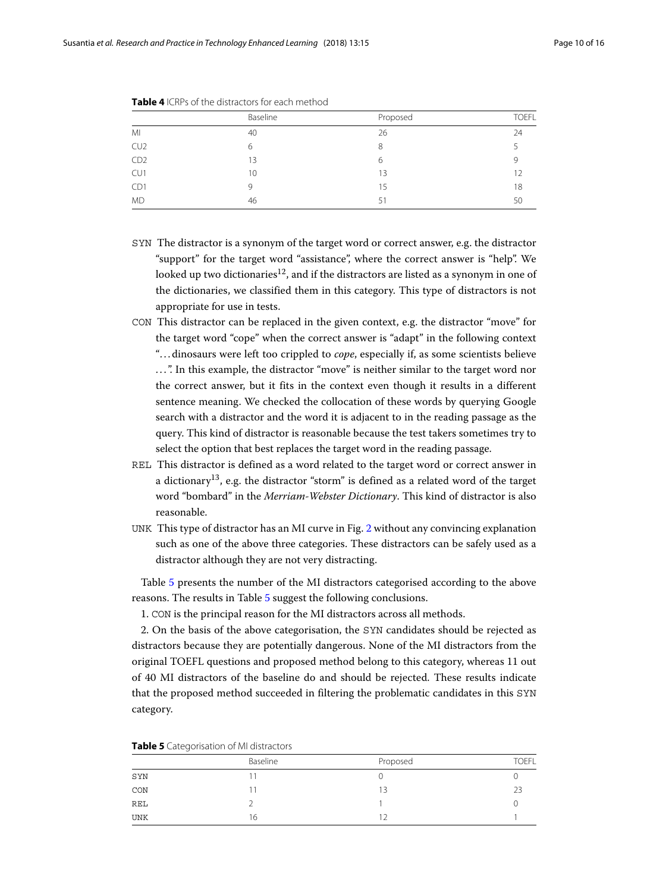**Table 4** ICRPs of the distractors for each method

| | Baseline | Proposed | TOEFL |
|---|---|---|---|
| MI | 40 | 26 | 24 |
| CU2 | 6 | 8 | 5 |
| CD2 | 13 | 6 | 9 |
| CU1 | 10 | 13 | 12 |
| CD1 | 9 | 15 | 18 |
| MD | 46 | 51 | 50 |

SYN The distractor is a synonym of the target word or correct answer, e.g. the distractor "support" for the target word "assistance", where the correct answer is "help". We looked up two dictionaries[12], and if the distractors are listed as a synonym in one of the dictionaries, we classified them in this category. This type of distractors is not appropriate for use in tests.

CON This distractor can be replaced in the given context, e.g. the distractor "move" for the target word "cope" when the correct answer is "adapt" in the following context "…dinosaurs were left too crippled to *cope*, especially if, as some scientists believe …". In this example, the distractor "move" is neither similar to the target word nor the correct answer, but it fits in the context even though it results in a different sentence meaning. We checked the collocation of these words by querying Google search with a distractor and the word it is adjacent to in the reading passage as the query. This kind of distractor is reasonable because the test takers sometimes try to select the option that best replaces the target word in the reading passage.

REL This distractor is defined as a word related to the target word or correct answer in a dictionary[13], e.g. the distractor "storm" is defined as a related word of the target word "bombard" in the *Merriam-Webster Dictionary*. This kind of distractor is also reasonable.

UNK This type of distractor has an MI curve in Fig. 2 without any convincing explanation such as one of the above three categories. These distractors can be safely used as a distractor although they are not very distracting.

Table 5 presents the number of the MI distractors categorised according to the above reasons. The results in Table 5 suggest the following conclusions.

1. CON is the principal reason for the MI distractors across all methods.

2. On the basis of the above categorisation, the SYN candidates should be rejected as distractors because they are potentially dangerous. None of the MI distractors from the original TOEFL questions and proposed method belong to this category, whereas 11 out of 40 MI distractors of the baseline do and should be rejected. These results indicate that the proposed method succeeded in filtering the problematic candidates in this SYN category.

**Table 5** Categorisation of MI distractors

| | Baseline | Proposed | TOEFL |
|---|---|---|---|
| SYN | 11 | 0 | 0 |
| CON | 11 | 13 | 23 |
| REL | 2 | 1 | 0 |
| UNK | 16 | 12 | 1 |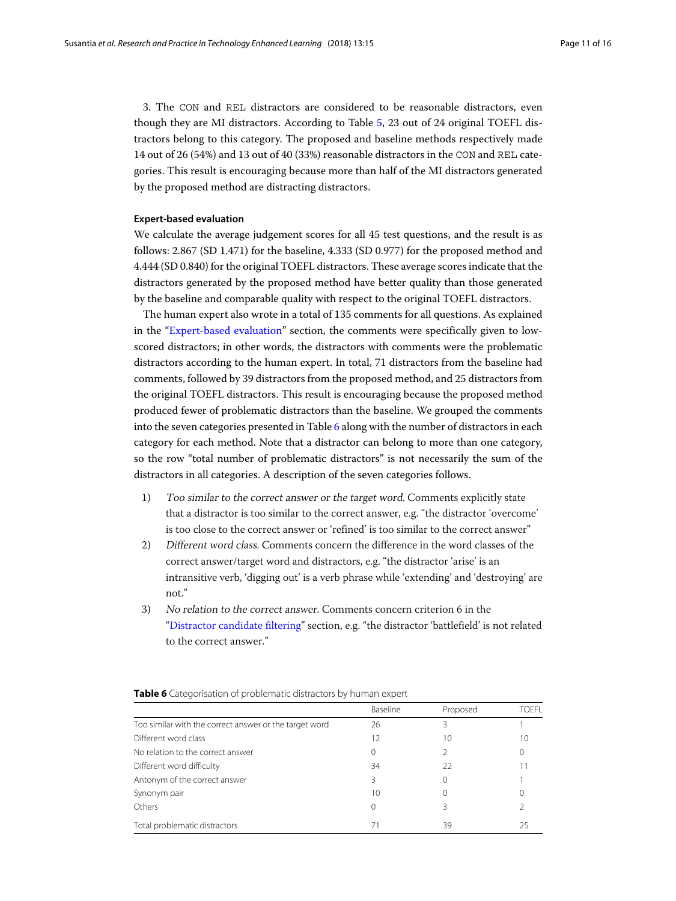3. The CON and REL distractors are considered to be reasonable distractors, even though they are MI distractors. According to Table 5, 23 out of 24 original TOEFL distractors belong to this category. The proposed and baseline methods respectively made 14 out of 26 (54%) and 13 out of 40 (33%) reasonable distractors in the CON and REL categories. This result is encouraging because more than half of the MI distractors generated by the proposed method are distracting distractors.

### Expert-based evaluation

We calculate the average judgement scores for all 45 test questions, and the result is as follows: 2.867 (SD 1.471) for the baseline, 4.333 (SD 0.977) for the proposed method and 4.444 (SD 0.840) for the original TOEFL distractors. These average scores indicate that the distractors generated by the proposed method have better quality than those generated by the baseline and comparable quality with respect to the original TOEFL distractors.

The human expert also wrote in a total of 135 comments for all questions. As explained in the "Expert-based evaluation" section, the comments were specifically given to low-scored distractors; in other words, the distractors with comments were the problematic distractors according to the human expert. In total, 71 distractors from the baseline had comments, followed by 39 distractors from the proposed method, and 25 distractors from the original TOEFL distractors. This result is encouraging because the proposed method produced fewer of problematic distractors than the baseline. We grouped the comments into the seven categories presented in Table 6 along with the number of distractors in each category for each method. Note that a distractor can belong to more than one category, so the row "total number of problematic distractors" is not necessarily the sum of the distractors in all categories. A description of the seven categories follows.

1) *Too similar to the correct answer or the target word*. Comments explicitly state that a distractor is too similar to the correct answer, e.g. "the distractor 'overcome' is too close to the correct answer or 'refined' is too similar to the correct answer"
2) *Different word class*. Comments concern the difference in the word classes of the correct answer/target word and distractors, e.g. "the distractor 'arise' is an intransitive verb, 'digging out' is a verb phrase while 'extending' and 'destroying' are not."
3) *No relation to the correct answer*. Comments concern criterion 6 in the "Distractor candidate filtering" section, e.g. "the distractor 'battlefield' is not related to the correct answer."

**Table 6** Categorisation of problematic distractors by human expert

| | Baseline | Proposed | TOEFL |
|---|---|---|---|
| Too similar with the correct answer or the target word | 26 | 3 | 1 |
| Different word class | 12 | 10 | 10 |
| No relation to the correct answer | 0 | 2 | 0 |
| Different word difficulty | 34 | 22 | 11 |
| Antonym of the correct answer | 3 | 0 | 1 |
| Synonym pair | 10 | 0 | 0 |
| Others | 0 | 3 | 2 |
| Total problematic distractors | 71 | 39 | 25 |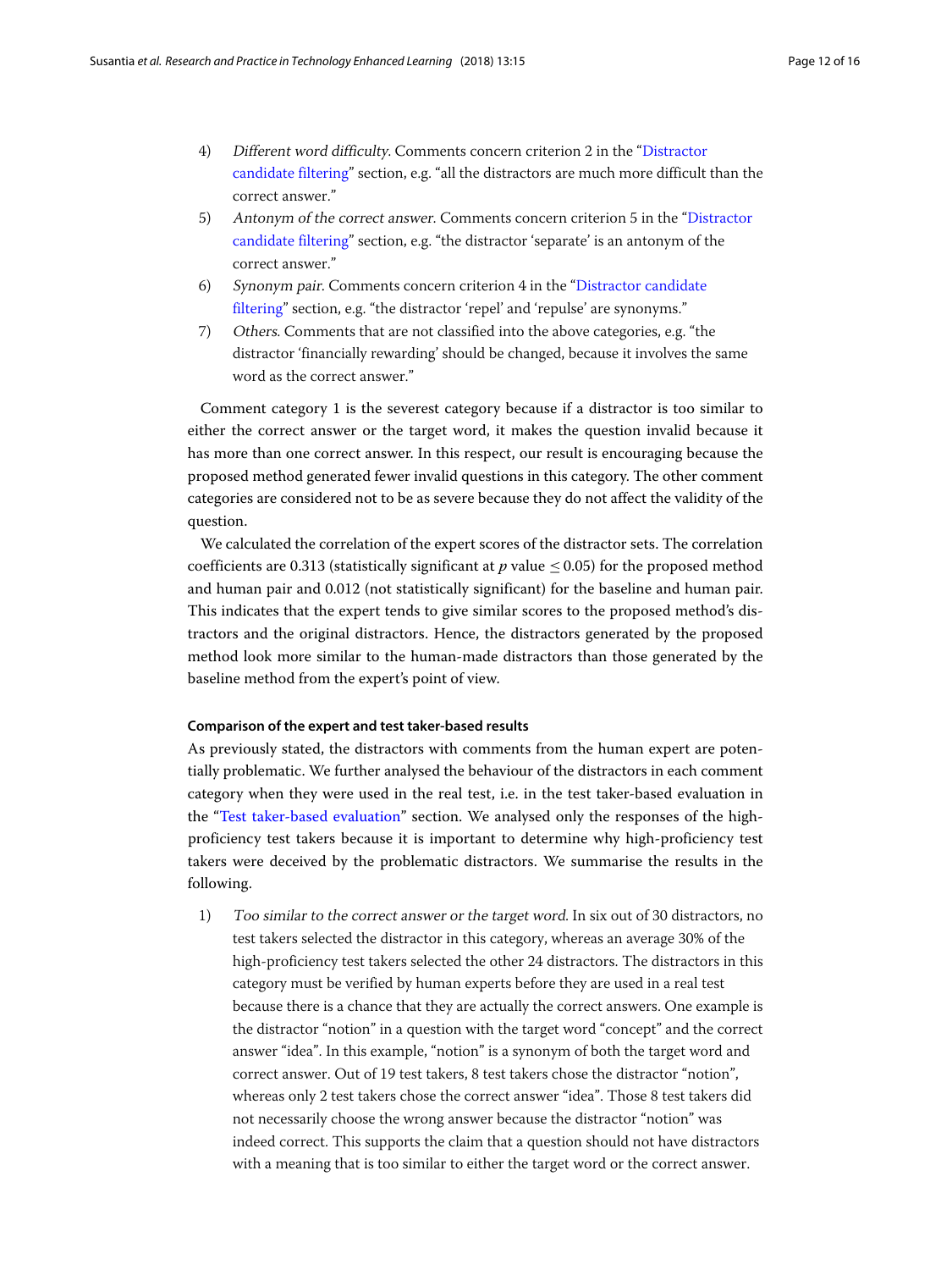4) *Different word difficulty*. Comments concern criterion 2 in the "Distractor candidate filtering" section, e.g. "all the distractors are much more difficult than the correct answer."
5) *Antonym of the correct answer*. Comments concern criterion 5 in the "Distractor candidate filtering" section, e.g. "the distractor 'separate' is an antonym of the correct answer."
6) *Synonym pair*. Comments concern criterion 4 in the "Distractor candidate filtering" section, e.g. "the distractor 'repel' and 'repulse' are synonyms."
7) *Others*. Comments that are not classified into the above categories, e.g. "the distractor 'financially rewarding' should be changed, because it involves the same word as the correct answer."

Comment category 1 is the severest category because if a distractor is too similar to either the correct answer or the target word, it makes the question invalid because it has more than one correct answer. In this respect, our result is encouraging because the proposed method generated fewer invalid questions in this category. The other comment categories are considered not to be as severe because they do not affect the validity of the question.

We calculated the correlation of the expert scores of the distractor sets. The correlation coefficients are 0.313 (statistically significant at $p$ value $\leq 0.05$) for the proposed method and human pair and 0.012 (not statistically significant) for the baseline and human pair. This indicates that the expert tends to give similar scores to the proposed method's distractors and the original distractors. Hence, the distractors generated by the proposed method look more similar to the human-made distractors than those generated by the baseline method from the expert's point of view.

#### Comparison of the expert and test taker-based results

As previously stated, the distractors with comments from the human expert are potentially problematic. We further analysed the behaviour of the distractors in each comment category when they were used in the real test, i.e. in the test taker-based evaluation in the "Test taker-based evaluation" section. We analysed only the responses of the high-proficiency test takers because it is important to determine why high-proficiency test takers were deceived by the problematic distractors. We summarise the results in the following.

1) *Too similar to the correct answer or the target word*. In six out of 30 distractors, no test takers selected the distractor in this category, whereas an average 30% of the high-proficiency test takers selected the other 24 distractors. The distractors in this category must be verified by human experts before they are used in a real test because there is a chance that they are actually the correct answers. One example is the distractor "notion" in a question with the target word "concept" and the correct answer "idea". In this example, "notion" is a synonym of both the target word and correct answer. Out of 19 test takers, 8 test takers chose the distractor "notion", whereas only 2 test takers chose the correct answer "idea". Those 8 test takers did not necessarily choose the wrong answer because the distractor "notion" was indeed correct. This supports the claim that a question should not have distractors with a meaning that is too similar to either the target word or the correct answer.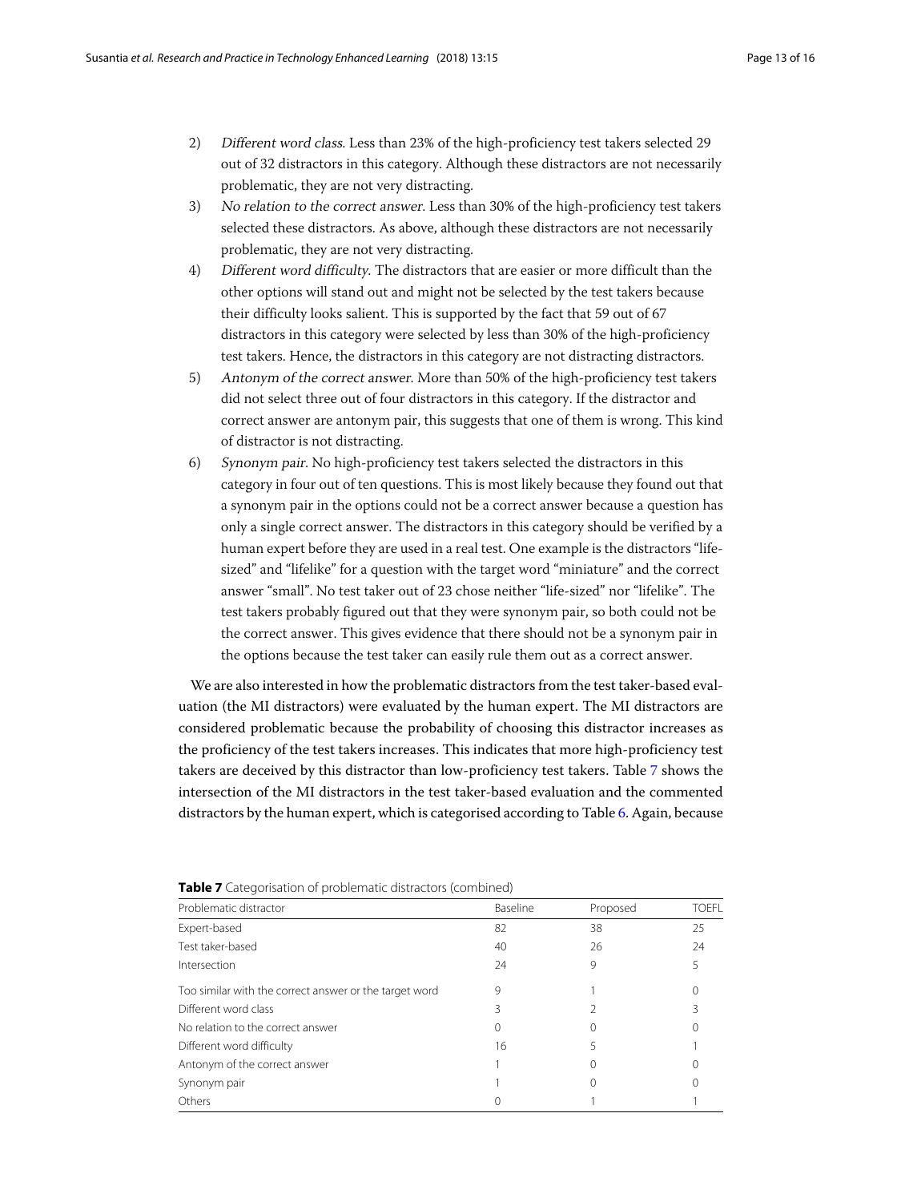2) *Different word class*. Less than 23% of the high-proficiency test takers selected 29 out of 32 distractors in this category. Although these distractors are not necessarily problematic, they are not very distracting.
3) *No relation to the correct answer*. Less than 30% of the high-proficiency test takers selected these distractors. As above, although these distractors are not necessarily problematic, they are not very distracting.
4) *Different word difficulty*. The distractors that are easier or more difficult than the other options will stand out and might not be selected by the test takers because their difficulty looks salient. This is supported by the fact that 59 out of 67 distractors in this category were selected by less than 30% of the high-proficiency test takers. Hence, the distractors in this category are not distracting distractors.
5) *Antonym of the correct answer*. More than 50% of the high-proficiency test takers did not select three out of four distractors in this category. If the distractor and correct answer are antonym pair, this suggests that one of them is wrong. This kind of distractor is not distracting.
6) *Synonym pair*. No high-proficiency test takers selected the distractors in this category in four out of ten questions. This is most likely because they found out that a synonym pair in the options could not be a correct answer because a question has only a single correct answer. The distractors in this category should be verified by a human expert before they are used in a real test. One example is the distractors "life-sized" and "lifelike" for a question with the target word "miniature" and the correct answer "small". No test taker out of 23 chose neither "life-sized" nor "lifelike". The test takers probably figured out that they were synonym pair, so both could not be the correct answer. This gives evidence that there should not be a synonym pair in the options because the test taker can easily rule them out as a correct answer.

We are also interested in how the problematic distractors from the test taker-based evaluation (the MI distractors) were evaluated by the human expert. The MI distractors are considered problematic because the probability of choosing this distractor increases as the proficiency of the test takers increases. This indicates that more high-proficiency test takers are deceived by this distractor than low-proficiency test takers. Table 7 shows the intersection of the MI distractors in the test taker-based evaluation and the commented distractors by the human expert, which is categorised according to Table 6. Again, because

**Table 7** Categorisation of problematic distractors (combined)

| Problematic distractor | Baseline | Proposed | TOEFL |
|---|---|---|---|
| Expert-based | 82 | 38 | 25 |
| Test taker-based | 40 | 26 | 24 |
| Intersection | 24 | 9 | 5 |
| Too similar with the correct answer or the target word | 9 | 1 | 0 |
| Different word class | 3 | 2 | 3 |
| No relation to the correct answer | 0 | 0 | 0 |
| Different word difficulty | 16 | 5 | 1 |
| Antonym of the correct answer | 1 | 0 | 0 |
| Synonym pair | 1 | 0 | 0 |
| Others | 0 | 1 | 1 |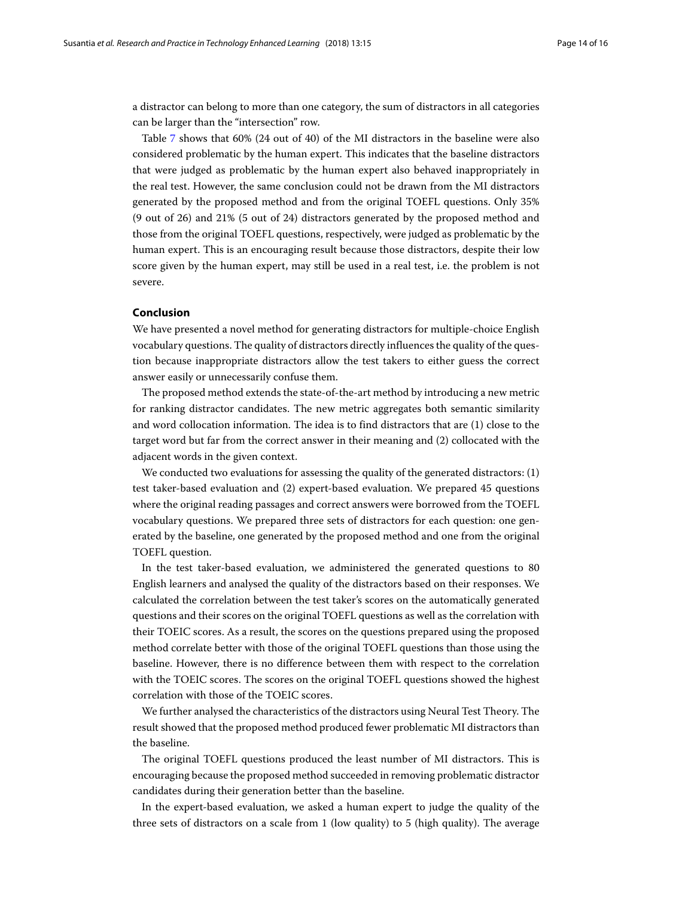a distractor can belong to more than one category, the sum of distractors in all categories can be larger than the "intersection" row.

Table 7 shows that 60% (24 out of 40) of the MI distractors in the baseline were also considered problematic by the human expert. This indicates that the baseline distractors that were judged as problematic by the human expert also behaved inappropriately in the real test. However, the same conclusion could not be drawn from the MI distractors generated by the proposed method and from the original TOEFL questions. Only 35% (9 out of 26) and 21% (5 out of 24) distractors generated by the proposed method and those from the original TOEFL questions, respectively, were judged as problematic by the human expert. This is an encouraging result because those distractors, despite their low score given by the human expert, may still be used in a real test, i.e. the problem is not severe.

## Conclusion

We have presented a novel method for generating distractors for multiple-choice English vocabulary questions. The quality of distractors directly influences the quality of the question because inappropriate distractors allow the test takers to either guess the correct answer easily or unnecessarily confuse them.

The proposed method extends the state-of-the-art method by introducing a new metric for ranking distractor candidates. The new metric aggregates both semantic similarity and word collocation information. The idea is to find distractors that are (1) close to the target word but far from the correct answer in their meaning and (2) collocated with the adjacent words in the given context.

We conducted two evaluations for assessing the quality of the generated distractors: (1) test taker-based evaluation and (2) expert-based evaluation. We prepared 45 questions where the original reading passages and correct answers were borrowed from the TOEFL vocabulary questions. We prepared three sets of distractors for each question: one generated by the baseline, one generated by the proposed method and one from the original TOEFL question.

In the test taker-based evaluation, we administered the generated questions to 80 English learners and analysed the quality of the distractors based on their responses. We calculated the correlation between the test taker's scores on the automatically generated questions and their scores on the original TOEFL questions as well as the correlation with their TOEIC scores. As a result, the scores on the questions prepared using the proposed method correlate better with those of the original TOEFL questions than those using the baseline. However, there is no difference between them with respect to the correlation with the TOEIC scores. The scores on the original TOEFL questions showed the highest correlation with those of the TOEIC scores.

We further analysed the characteristics of the distractors using Neural Test Theory. The result showed that the proposed method produced fewer problematic MI distractors than the baseline.

The original TOEFL questions produced the least number of MI distractors. This is encouraging because the proposed method succeeded in removing problematic distractor candidates during their generation better than the baseline.

In the expert-based evaluation, we asked a human expert to judge the quality of the three sets of distractors on a scale from 1 (low quality) to 5 (high quality). The average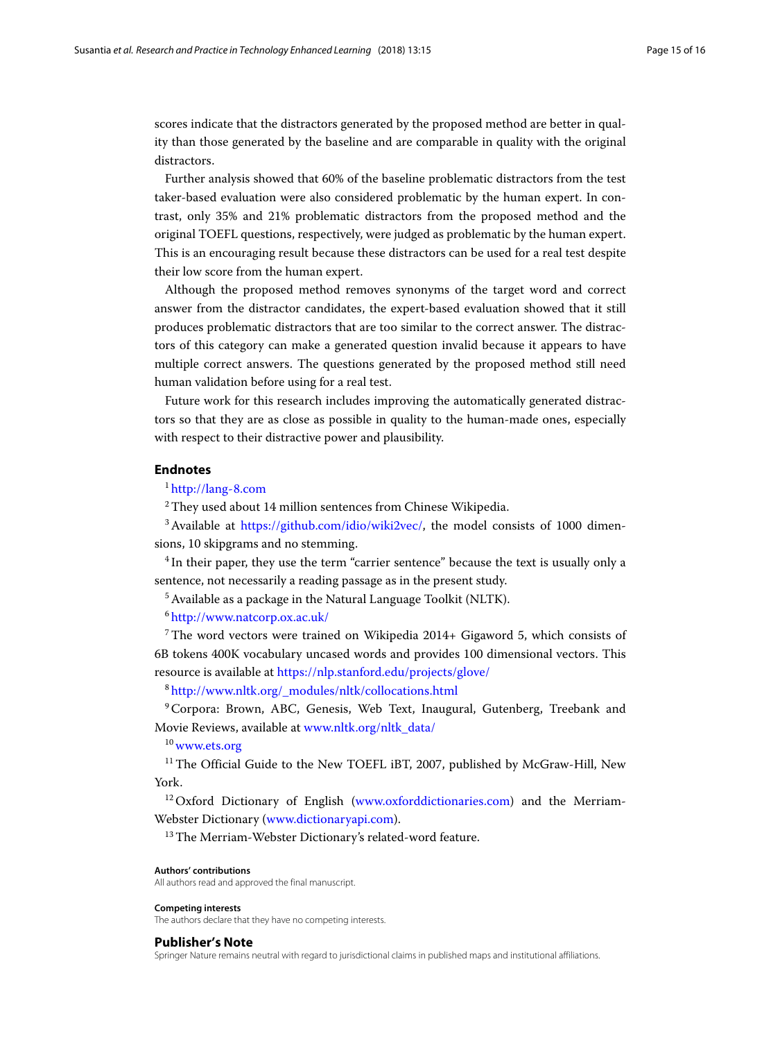scores indicate that the distractors generated by the proposed method are better in quality than those generated by the baseline and are comparable in quality with the original distractors.

Further analysis showed that 60% of the baseline problematic distractors from the test taker-based evaluation were also considered problematic by the human expert. In contrast, only 35% and 21% problematic distractors from the proposed method and the original TOEFL questions, respectively, were judged as problematic by the human expert. This is an encouraging result because these distractors can be used for a real test despite their low score from the human expert.

Although the proposed method removes synonyms of the target word and correct answer from the distractor candidates, the expert-based evaluation showed that it still produces problematic distractors that are too similar to the correct answer. The distractors of this category can make a generated question invalid because it appears to have multiple correct answers. The questions generated by the proposed method still need human validation before using for a real test.

Future work for this research includes improving the automatically generated distractors so that they are as close as possible in quality to the human-made ones, especially with respect to their distractive power and plausibility.

## Endnotes

[1] http://lang-8.com

[2] They used about 14 million sentences from Chinese Wikipedia.

[3] Available at https://github.com/idio/wiki2vec/, the model consists of 1000 dimensions, 10 skipgrams and no stemming.

[4] In their paper, they use the term "carrier sentence" because the text is usually only a sentence, not necessarily a reading passage as in the present study.

[5] Available as a package in the Natural Language Toolkit (NLTK).

[6] http://www.natcorp.ox.ac.uk/

[7] The word vectors were trained on Wikipedia 2014+ Gigaword 5, which consists of 6B tokens 400K vocabulary uncased words and provides 100 dimensional vectors. This resource is available at https://nlp.stanford.edu/projects/glove/

[8] http://www.nltk.org/_modules/nltk/collocations.html

[9] Corpora: Brown, ABC, Genesis, Web Text, Inaugural, Gutenberg, Treebank and Movie Reviews, available at www.nltk.org/nltk_data/

[10] www.ets.org

[11] The Official Guide to the New TOEFL iBT, 2007, published by McGraw-Hill, New York.

[12] Oxford Dictionary of English (www.oxforddictionaries.com) and the Merriam-Webster Dictionary (www.dictionaryapi.com).

[13] The Merriam-Webster Dictionary's related-word feature.

#### Authors' contributions

All authors read and approved the final manuscript.

#### Competing interests

The authors declare that they have no competing interests.

## Publisher's Note

Springer Nature remains neutral with regard to jurisdictional claims in published maps and institutional affiliations.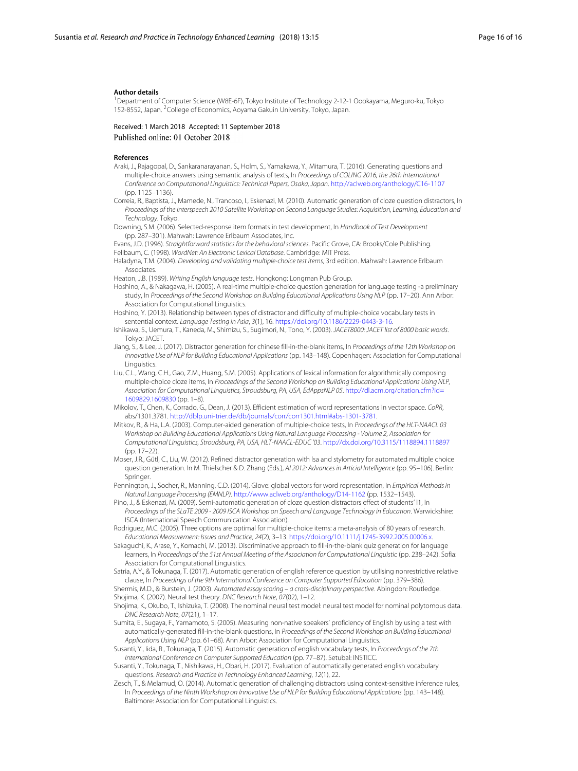**Author details**

[1]Department of Computer Science (W8E-6F), Tokyo Institute of Technology 2-12-1 Oookayama, Meguro-ku, Tokyo 152-8552, Japan. [2]College of Economics, Aoyama Gakuin University, Tokyo, Japan.

Received: 1 March 2018 Accepted: 11 September 2018
Published online: 01 October 2018

**References**

Araki, J., Rajagopal, D., Sankaranarayanan, S., Holm, S., Yamakawa, Y., Mitamura, T. (2016). Generating questions and multiple-choice answers using semantic analysis of texts, In *Proceedings of COLING 2016, the 26th International Conference on Computational Linguistics: Technical Papers, Osaka, Japan*. http://aclweb.org/anthology/C16-1107 (pp. 1125–1136).

Correia, R., Baptista, J., Mamede, N., Trancoso, I., Eskenazi, M. (2010). Automatic generation of cloze question distractors, In *Proceedings of the Interspeech 2010 Satellite Workshop on Second Language Studies: Acquisition, Learning, Education and Technology*. Tokyo.

Downing, S.M. (2006). Selected-response item formats in test development, In *Handbook of Test Development* (pp. 287–301). Mahwah: Lawrence Erlbaum Associates, Inc.

Evans, J.D. (1996). *Straightforward statistics for the behavioral sciences*. Pacific Grove, CA: Brooks/Cole Publishing.

Fellbaum, C. (1998). *WordNet: An Electronic Lexical Database*. Cambridge: MIT Press.

Haladyna, T.M. (2004). *Developing and validating multiple-choice test items*, 3rd edition. Mahwah: Lawrence Erlbaum Associates.

Heaton, J.B. (1989). *Writing English language tests*. Hongkong: Longman Pub Group.

Hoshino, A., & Nakagawa, H. (2005). A real-time multiple-choice question generation for language testing -a preliminary study, In *Proceedings of the Second Workshop on Building Educational Applications Using NLP* (pp. 17–20). Ann Arbor: Association for Computational Linguistics.

Hoshino, Y. (2013). Relationship between types of distractor and difficulty of multiple-choice vocabulary tests in sentential context. *Language Testing in Asia*, *3*(1), 16. https://doi.org/10.1186/2229-0443-3-16.

Ishikawa, S., Uemura, T., Kaneda, M., Shimizu, S., Sugimori, N., Tono, Y. (2003). *JACET8000: JACET list of 8000 basic words*. Tokyo: JACET.

Jiang, S., & Lee, J. (2017). Distractor generation for chinese fill-in-the-blank items, In *Proceedings of the 12th Workshop on Innovative Use of NLP for Building Educational Applications* (pp. 143–148). Copenhagen: Association for Computational Linguistics.

Liu, C.L., Wang, C.H., Gao, Z.M., Huang, S.M. (2005). Applications of lexical information for algorithmically composing multiple-choice cloze items, In *Proceedings of the Second Workshop on Building Educational Applications Using NLP, Association for Computational Linguistics, Stroudsburg, PA, USA, EdAppsNLP 05*. http://dl.acm.org/citation.cfm?id=1609829.1609830 (pp. 1–8).

Mikolov, T., Chen, K., Corrado, G., Dean, J. (2013). Efficient estimation of word representations in vector space. *CoRR*, abs/1301.3781. http://dblp.uni-trier.de/db/journals/corr/corr1301.html#abs-1301-3781.

Mitkov, R., & Ha, L.A. (2003). Computer-aided generation of multiple-choice tests, In *Proceedings of the HLT-NAACL 03 Workshop on Building Educational Applications Using Natural Language Processing - Volume 2, Association for Computational Linguistics, Stroudsburg, PA, USA, HLT-NAACL-EDUC '03*. http://dx.doi.org/10.3115/1118894.1118897 (pp. 17–22).

Moser, J.R., Gütl, C., Liu, W. (2012). Refined distractor generation with lsa and stylometry for automated multiple choice question generation. In M. Thielscher & D. Zhang (Eds.), *AI 2012: Advances in Articial Intelligence* (pp. 95–106). Berlin: Springer.

Pennington, J., Socher, R., Manning, C.D. (2014). Glove: global vectors for word representation, In *Empirical Methods in Natural Language Processing (EMNLP)*. http://www.aclweb.org/anthology/D14-1162 (pp. 1532–1543).

Pino, J., & Eskenazi, M. (2009). Semi-automatic generation of cloze question distractors effect of students' l1, In *Proceedings of the SLaTE 2009 - 2009 ISCA Workshop on Speech and Language Technology in Education*. Warwickshire: ISCA (International Speech Communication Association).

Rodriguez, M.C. (2005). Three options are optimal for multiple-choice items: a meta-analysis of 80 years of research. *Educational Measurement: Issues and Practice*, *24*(2), 3–13. https://doi.org/10.1111/j.1745-3992.2005.00006.x.

Sakaguchi, K., Arase, Y., Komachi, M. (2013). Discriminative approach to fill-in-the-blank quiz generation for language learners, In *Proceedings of the 51st Annual Meeting of the Association for Computational Linguistic* (pp. 238–242). Sofia: Association for Computational Linguistics.

Satria, A.Y., & Tokunaga, T. (2017). Automatic generation of english reference question by utilising nonrestrictive relative clause, In *Proceedings of the 9th International Conference on Computer Supported Education* (pp. 379–386).

Shermis, M.D., & Burstein, J. (2003). *Automated essay scoring – a cross-disciplinary perspective*. Abingdon: Routledge.

Shojima, K. (2007). Neural test theory. *DNC Research Note*, *07*(02), 1–12.

Shojima, K., Okubo, T., Ishizuka, T. (2008). The nominal neural test model: neural test model for nominal polytomous data. *DNC Research Note*, *07*(21), 1–17.

Sumita, E., Sugaya, F., Yamamoto, S. (2005). Measuring non-native speakers' proficiency of English by using a test with automatically-generated fill-in-the-blank questions, In *Proceedings of the Second Workshop on Building Educational Applications Using NLP* (pp. 61–68). Ann Arbor: Association for Computational Linguistics.

Susanti, Y., Iida, R., Tokunaga, T. (2015). Automatic generation of english vocabulary tests, In *Proceedings of the 7th International Conference on Computer Supported Education* (pp. 77–87). Setubal: INSTICC.

Susanti, Y., Tokunaga, T., Nishikawa, H., Obari, H. (2017). Evaluation of automatically generated english vocabulary questions. *Research and Practice in Technology Enhanced Learning*, *12*(1), 22.

Zesch, T., & Melamud, O. (2014). Automatic generation of challenging distractors using context-sensitive inference rules, In *Proceedings of the Ninth Workshop on Innovative Use of NLP for Building Educational Applications* (pp. 143–148). Baltimore: Association for Computational Linguistics.